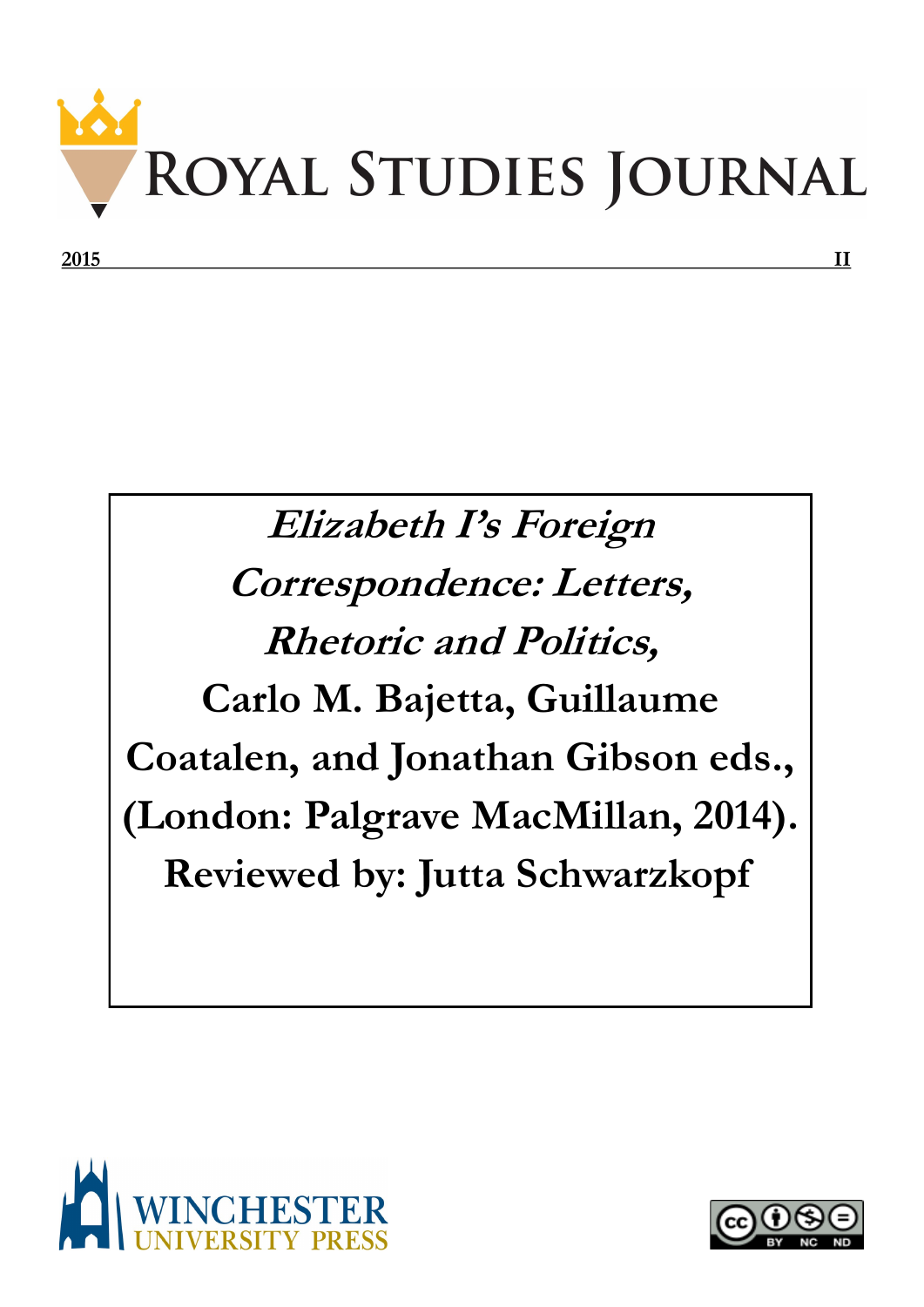# Royal Studies Journal

**2015** **II**

***Elizabeth I's Foreign Correspondence: Letters, Rhetoric and Politics,***

**Carlo M. Bajetta, Guillaume Coatalen, and Jonathan Gibson eds., (London: Palgrave MacMillan, 2014).**

**Reviewed by: Jutta Schwarzkopf**

WINCHESTER UNIVERSITY PRESS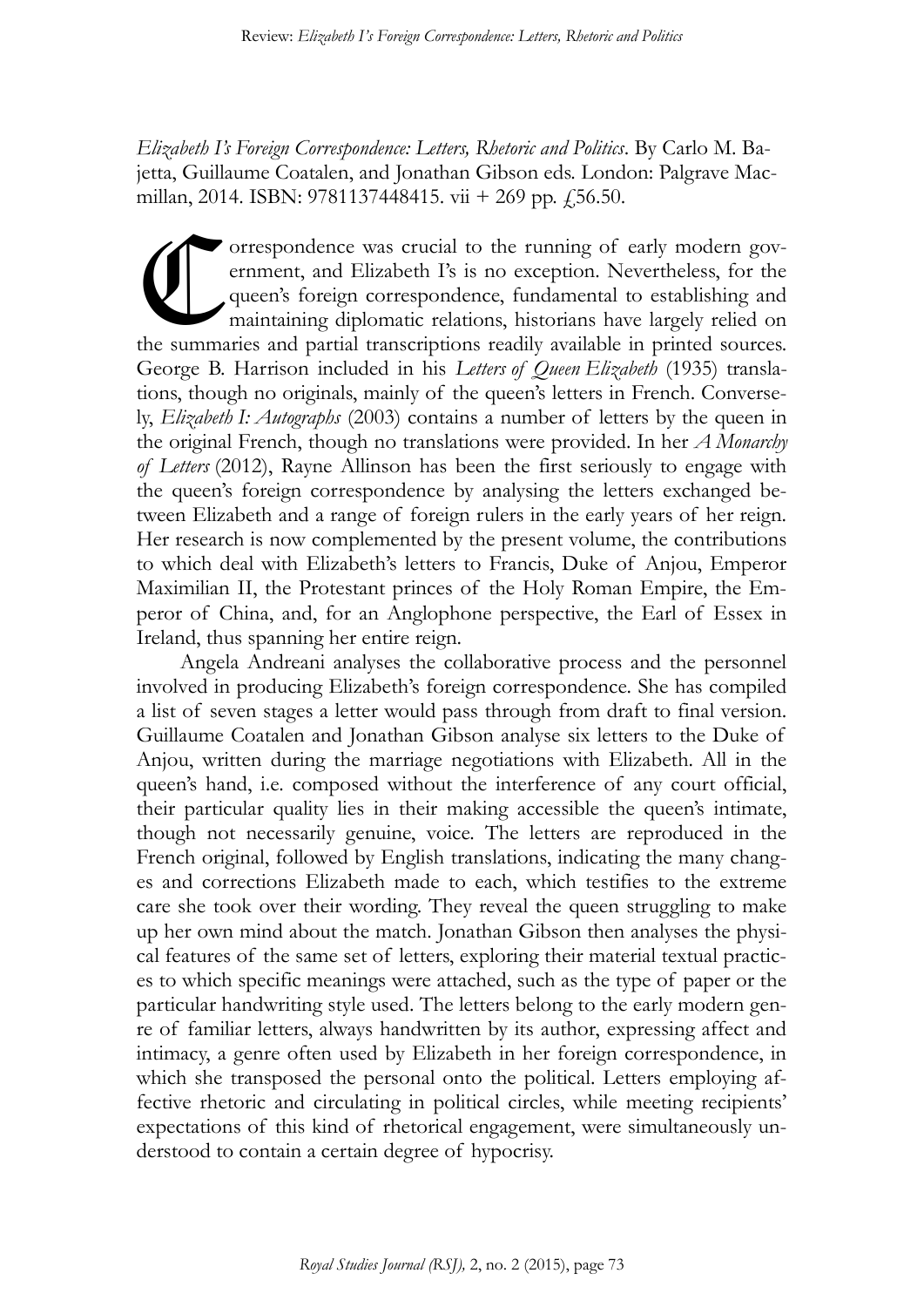*Elizabeth I's Foreign Correspondence: Letters, Rhetoric and Politics*. By Carlo M. Bajetta, Guillaume Coatalen, and Jonathan Gibson eds. London: Palgrave Macmillan, 2014. ISBN: 9781137448415. vii + 269 pp. £56.50.

Correspondence was crucial to the running of early modern government, and Elizabeth I's is no exception. Nevertheless, for the queen's foreign correspondence, fundamental to establishing and maintaining diplomatic relations, historians have largely relied on the summaries and partial transcriptions readily available in printed sources. George B. Harrison included in his *Letters of Queen Elizabeth* (1935) translations, though no originals, mainly of the queen's letters in French. Conversely, *Elizabeth I: Autographs* (2003) contains a number of letters by the queen in the original French, though no translations were provided. In her *A Monarchy of Letters* (2012), Rayne Allinson has been the first seriously to engage with the queen's foreign correspondence by analysing the letters exchanged between Elizabeth and a range of foreign rulers in the early years of her reign. Her research is now complemented by the present volume, the contributions to which deal with Elizabeth's letters to Francis, Duke of Anjou, Emperor Maximilian II, the Protestant princes of the Holy Roman Empire, the Emperor of China, and, for an Anglophone perspective, the Earl of Essex in Ireland, thus spanning her entire reign.

Angela Andreani analyses the collaborative process and the personnel involved in producing Elizabeth's foreign correspondence. She has compiled a list of seven stages a letter would pass through from draft to final version. Guillaume Coatalen and Jonathan Gibson analyse six letters to the Duke of Anjou, written during the marriage negotiations with Elizabeth. All in the queen's hand, i.e. composed without the interference of any court official, their particular quality lies in their making accessible the queen's intimate, though not necessarily genuine, voice. The letters are reproduced in the French original, followed by English translations, indicating the many changes and corrections Elizabeth made to each, which testifies to the extreme care she took over their wording. They reveal the queen struggling to make up her own mind about the match. Jonathan Gibson then analyses the physical features of the same set of letters, exploring their material textual practices to which specific meanings were attached, such as the type of paper or the particular handwriting style used. The letters belong to the early modern genre of familiar letters, always handwritten by its author, expressing affect and intimacy, a genre often used by Elizabeth in her foreign correspondence, in which she transposed the personal onto the political. Letters employing affective rhetoric and circulating in political circles, while meeting recipients' expectations of this kind of rhetorical engagement, were simultaneously understood to contain a certain degree of hypocrisy.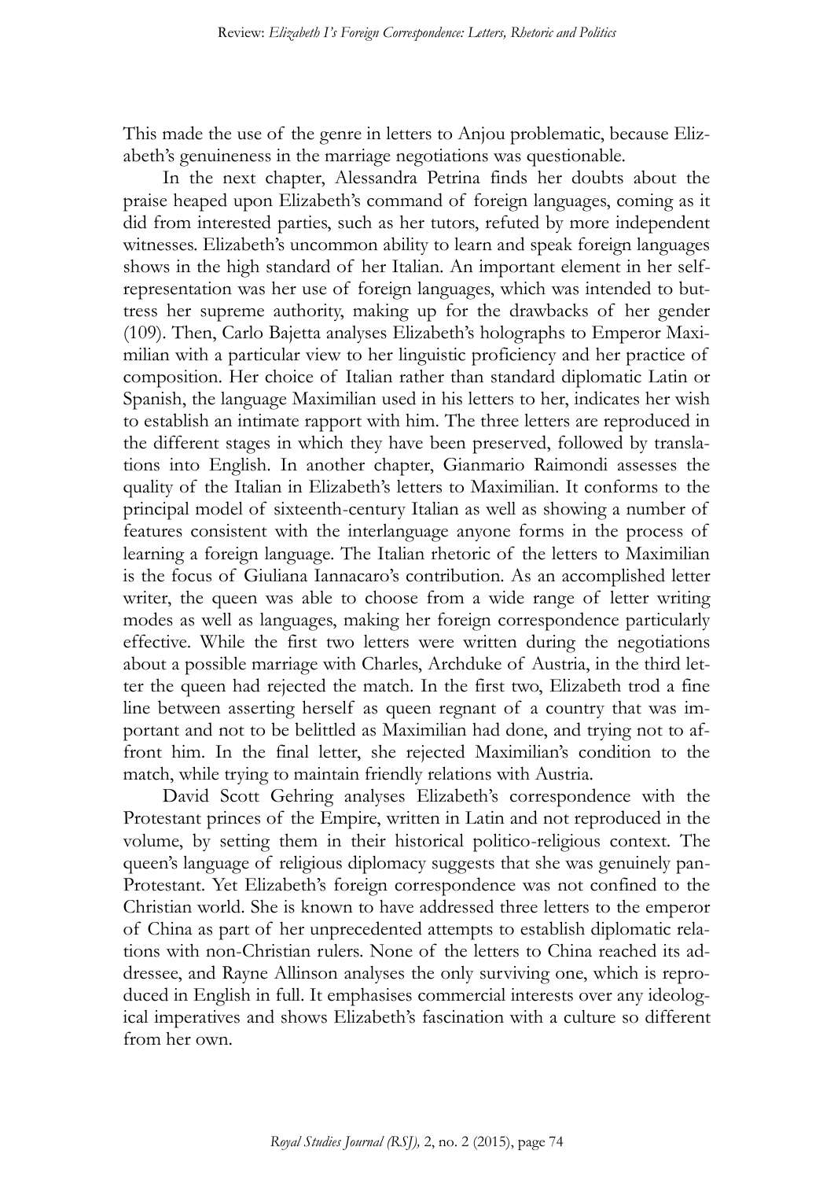This made the use of the genre in letters to Anjou problematic, because Elizabeth's genuineness in the marriage negotiations was questionable.

In the next chapter, Alessandra Petrina finds her doubts about the praise heaped upon Elizabeth's command of foreign languages, coming as it did from interested parties, such as her tutors, refuted by more independent witnesses. Elizabeth's uncommon ability to learn and speak foreign languages shows in the high standard of her Italian. An important element in her self-representation was her use of foreign languages, which was intended to buttress her supreme authority, making up for the drawbacks of her gender (109). Then, Carlo Bajetta analyses Elizabeth's holographs to Emperor Maximilian with a particular view to her linguistic proficiency and her practice of composition. Her choice of Italian rather than standard diplomatic Latin or Spanish, the language Maximilian used in his letters to her, indicates her wish to establish an intimate rapport with him. The three letters are reproduced in the different stages in which they have been preserved, followed by translations into English. In another chapter, Gianmario Raimondi assesses the quality of the Italian in Elizabeth's letters to Maximilian. It conforms to the principal model of sixteenth-century Italian as well as showing a number of features consistent with the interlanguage anyone forms in the process of learning a foreign language. The Italian rhetoric of the letters to Maximilian is the focus of Giuliana Iannacaro's contribution. As an accomplished letter writer, the queen was able to choose from a wide range of letter writing modes as well as languages, making her foreign correspondence particularly effective. While the first two letters were written during the negotiations about a possible marriage with Charles, Archduke of Austria, in the third letter the queen had rejected the match. In the first two, Elizabeth trod a fine line between asserting herself as queen regnant of a country that was important and not to be belittled as Maximilian had done, and trying not to affront him. In the final letter, she rejected Maximilian's condition to the match, while trying to maintain friendly relations with Austria.

David Scott Gehring analyses Elizabeth's correspondence with the Protestant princes of the Empire, written in Latin and not reproduced in the volume, by setting them in their historical politico-religious context. The queen's language of religious diplomacy suggests that she was genuinely pan-Protestant. Yet Elizabeth's foreign correspondence was not confined to the Christian world. She is known to have addressed three letters to the emperor of China as part of her unprecedented attempts to establish diplomatic relations with non-Christian rulers. None of the letters to China reached its addressee, and Rayne Allinson analyses the only surviving one, which is reproduced in English in full. It emphasises commercial interests over any ideological imperatives and shows Elizabeth's fascination with a culture so different from her own.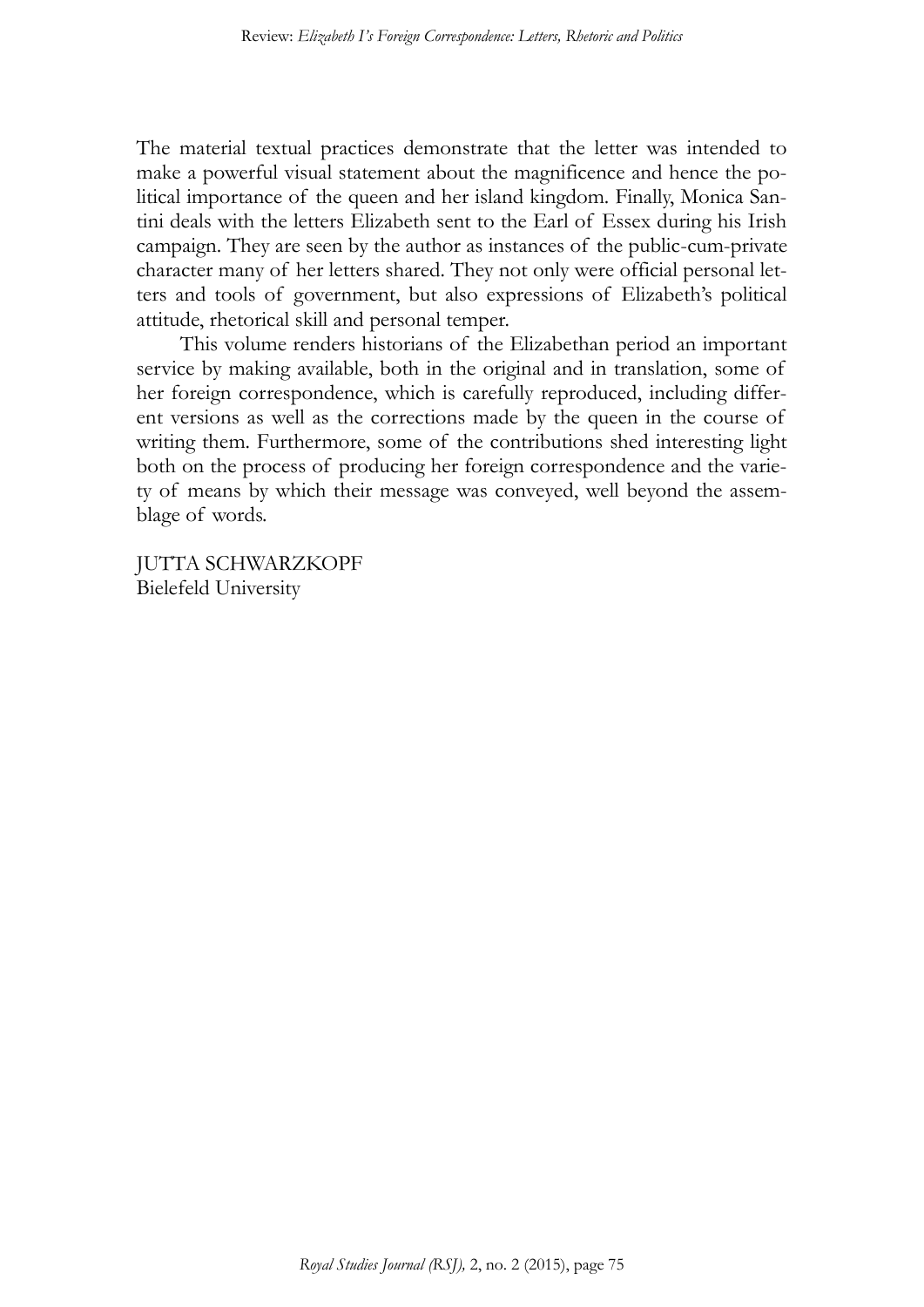The material textual practices demonstrate that the letter was intended to make a powerful visual statement about the magnificence and hence the political importance of the queen and her island kingdom. Finally, Monica Santini deals with the letters Elizabeth sent to the Earl of Essex during his Irish campaign. They are seen by the author as instances of the public-cum-private character many of her letters shared. They not only were official personal letters and tools of government, but also expressions of Elizabeth's political attitude, rhetorical skill and personal temper.

This volume renders historians of the Elizabethan period an important service by making available, both in the original and in translation, some of her foreign correspondence, which is carefully reproduced, including different versions as well as the corrections made by the queen in the course of writing them. Furthermore, some of the contributions shed interesting light both on the process of producing her foreign correspondence and the variety of means by which their message was conveyed, well beyond the assemblage of words.

JUTTA SCHWARZKOPF
Bielefeld University